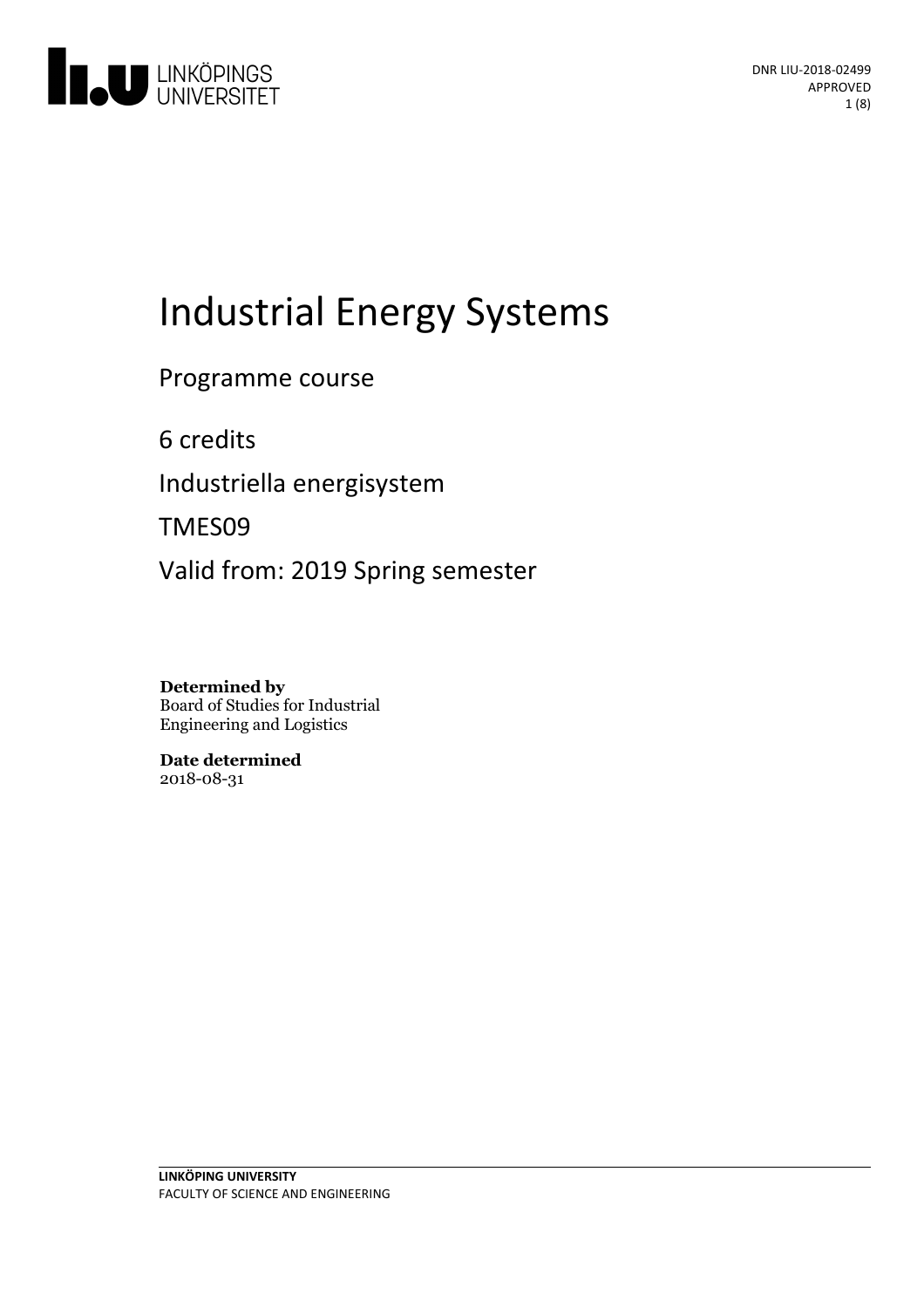# Industrial Energy Systems

Programme course

6 credits

Industriella energisystem

TMES09

Valid from: 2019 Spring semester

**Determined by**
Board of Studies for Industrial Engineering and Logistics

**Date determined**
2018-08-31

**LINKÖPING UNIVERSITY**
FACULTY OF SCIENCE AND ENGINEERING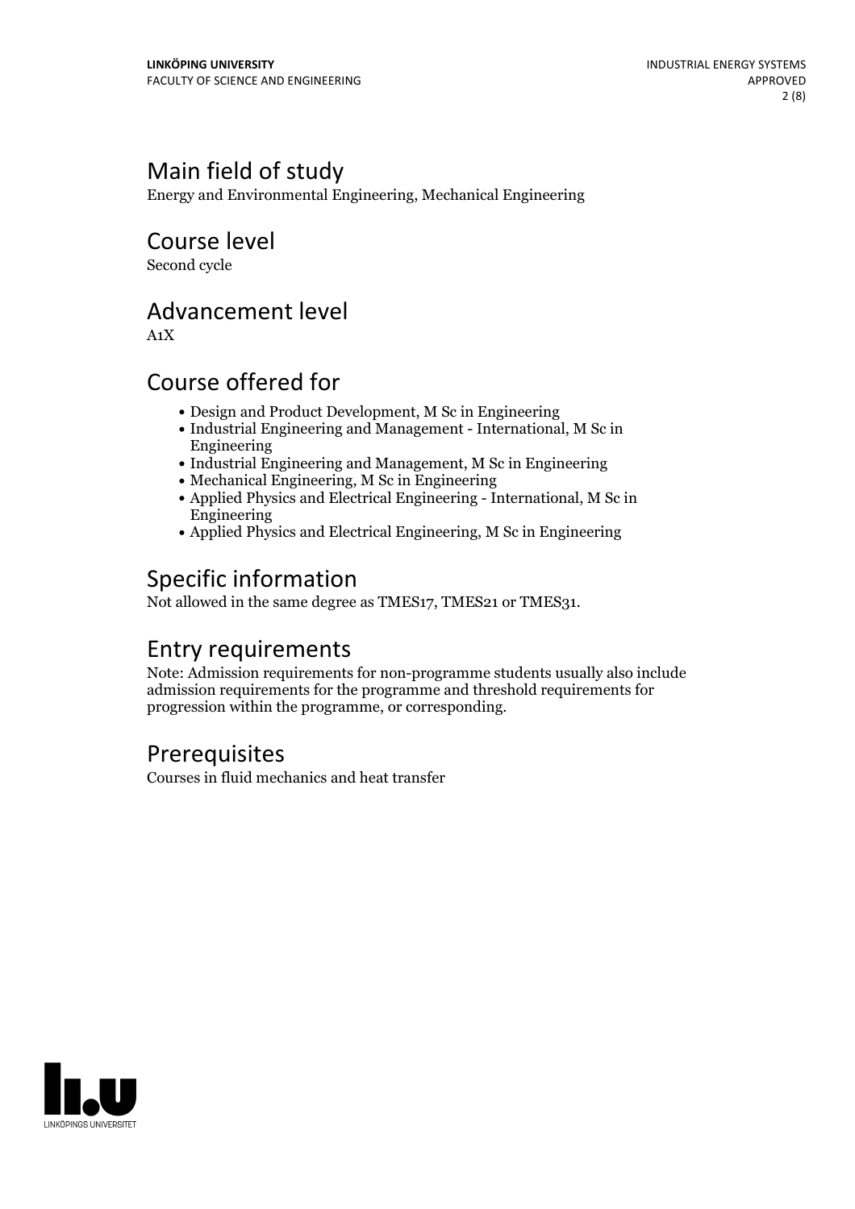## Main field of study

Energy and Environmental Engineering, Mechanical Engineering

## Course level

Second cycle

## Advancement level

A1X

## Course offered for

- Design and Product Development, M Sc in Engineering
- Industrial Engineering and Management - International, M Sc in Engineering
- Industrial Engineering and Management, M Sc in Engineering
- Mechanical Engineering, M Sc in Engineering
- Applied Physics and Electrical Engineering - International, M Sc in Engineering
- Applied Physics and Electrical Engineering, M Sc in Engineering

## Specific information

Not allowed in the same degree as TMES17, TMES21 or TMES31.

## Entry requirements

Note: Admission requirements for non-programme students usually also include admission requirements for the programme and threshold requirements for progression within the programme, or corresponding.

## Prerequisites

Courses in fluid mechanics and heat transfer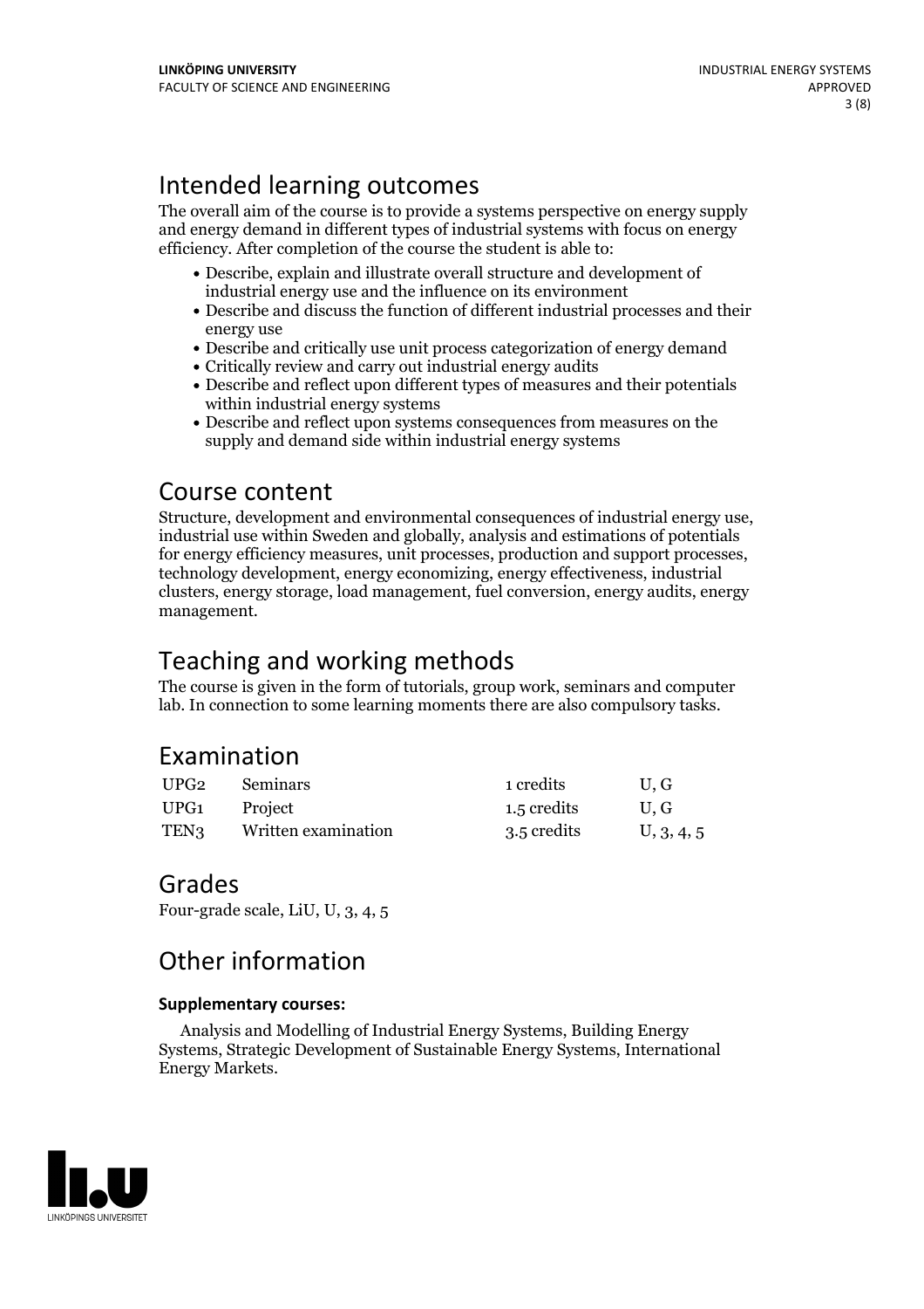## Intended learning outcomes

The overall aim of the course is to provide a systems perspective on energy supply and energy demand in different types of industrial systems with focus on energy efficiency. After completion of the course the student is able to:

- Describe, explain and illustrate overall structure and development of industrial energy use and the influence on its environment
- Describe and discuss the function of different industrial processes and their energy use
- Describe and critically use unit process categorization of energy demand
- Critically review and carry out industrial energy audits
- Describe and reflect upon different types of measures and their potentials within industrial energy systems
- Describe and reflect upon systems consequences from measures on the supply and demand side within industrial energy systems

## Course content

Structure, development and environmental consequences of industrial energy use, industrial use within Sweden and globally, analysis and estimations of potentials for energy efficiency measures, unit processes, production and support processes, technology development, energy economizing, energy effectiveness, industrial clusters, energy storage, load management, fuel conversion, energy audits, energy management.

## Teaching and working methods

The course is given in the form of tutorials, group work, seminars and computer lab. In connection to some learning moments there are also compulsory tasks.

## Examination

| | | | |
|---|---|---|---|
| UPG2 | Seminars | 1 credits | U, G |
| UPG1 | Project | 1.5 credits | U, G |
| TEN3 | Written examination | 3.5 credits | U, 3, 4, 5 |

## Grades

Four-grade scale, LiU, U, 3, 4, 5

## Other information

**Supplementary courses:**

Analysis and Modelling of Industrial Energy Systems, Building Energy Systems, Strategic Development of Sustainable Energy Systems, International Energy Markets.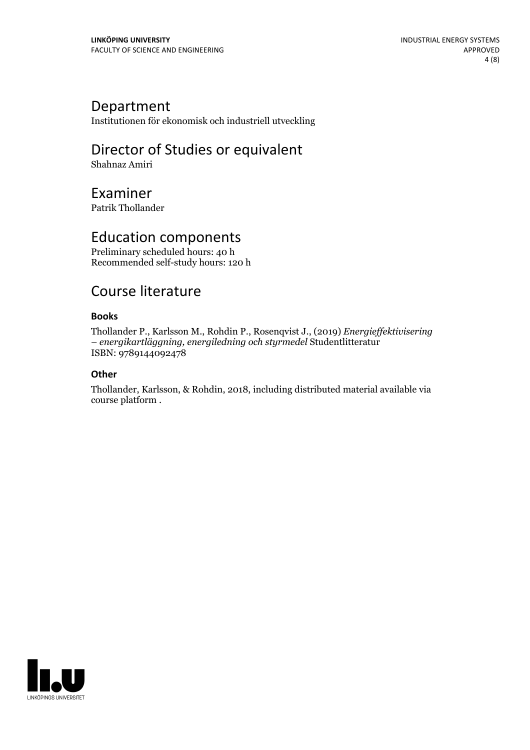# Department

Institutionen för ekonomisk och industriell utveckling

# Director of Studies or equivalent

Shahnaz Amiri

# Examiner

Patrik Thollander

# Education components

Preliminary scheduled hours: 40 h
Recommended self-study hours: 120 h

# Course literature

### Books

Thollander P., Karlsson M., Rohdin P., Rosenqvist J., (2019) *Energieffektivisering – energikartläggning, energiledning och styrmedel* Studentlitteratur
ISBN: 9789144092478

### Other

Thollander, Karlsson, & Rohdin, 2018, including distributed material available via course platform .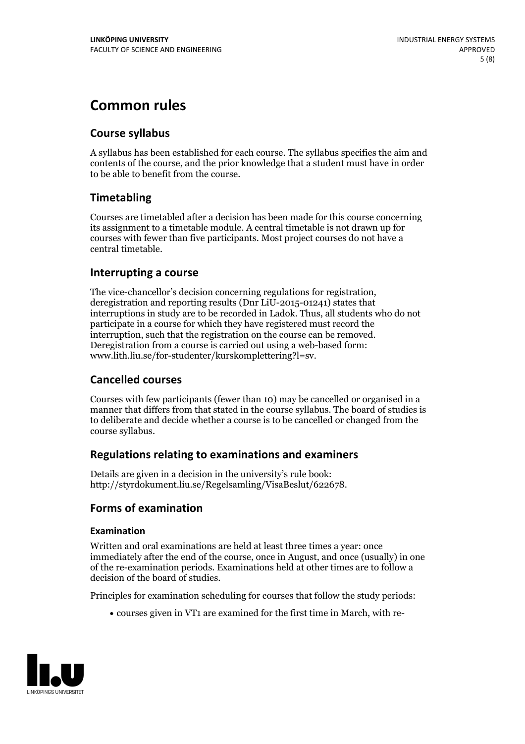# Common rules

## Course syllabus

A syllabus has been established for each course. The syllabus specifies the aim and contents of the course, and the prior knowledge that a student must have in order to be able to benefit from the course.

## Timetabling

Courses are timetabled after a decision has been made for this course concerning its assignment to a timetable module. A central timetable is not drawn up for courses with fewer than five participants. Most project courses do not have a central timetable.

## Interrupting a course

The vice-chancellor's decision concerning regulations for registration, deregistration and reporting results (Dnr LiU-2015-01241) states that interruptions in study are to be recorded in Ladok. Thus, all students who do not participate in a course for which they have registered must record the interruption, such that the registration on the course can be removed. Deregistration from a course is carried out using a web-based form: www.lith.liu.se/for-studenter/kurskomplettering?l=sv.

## Cancelled courses

Courses with few participants (fewer than 10) may be cancelled or organised in a manner that differs from that stated in the course syllabus. The board of studies is to deliberate and decide whether a course is to be cancelled or changed from the course syllabus.

## Regulations relating to examinations and examiners

Details are given in a decision in the university's rule book: http://styrdokument.liu.se/Regelsamling/VisaBeslut/622678.

## Forms of examination

### Examination

Written and oral examinations are held at least three times a year: once immediately after the end of the course, once in August, and once (usually) in one of the re-examination periods. Examinations held at other times are to follow a decision of the board of studies.

Principles for examination scheduling for courses that follow the study periods:

- courses given in VT1 are examined for the first time in March, with re-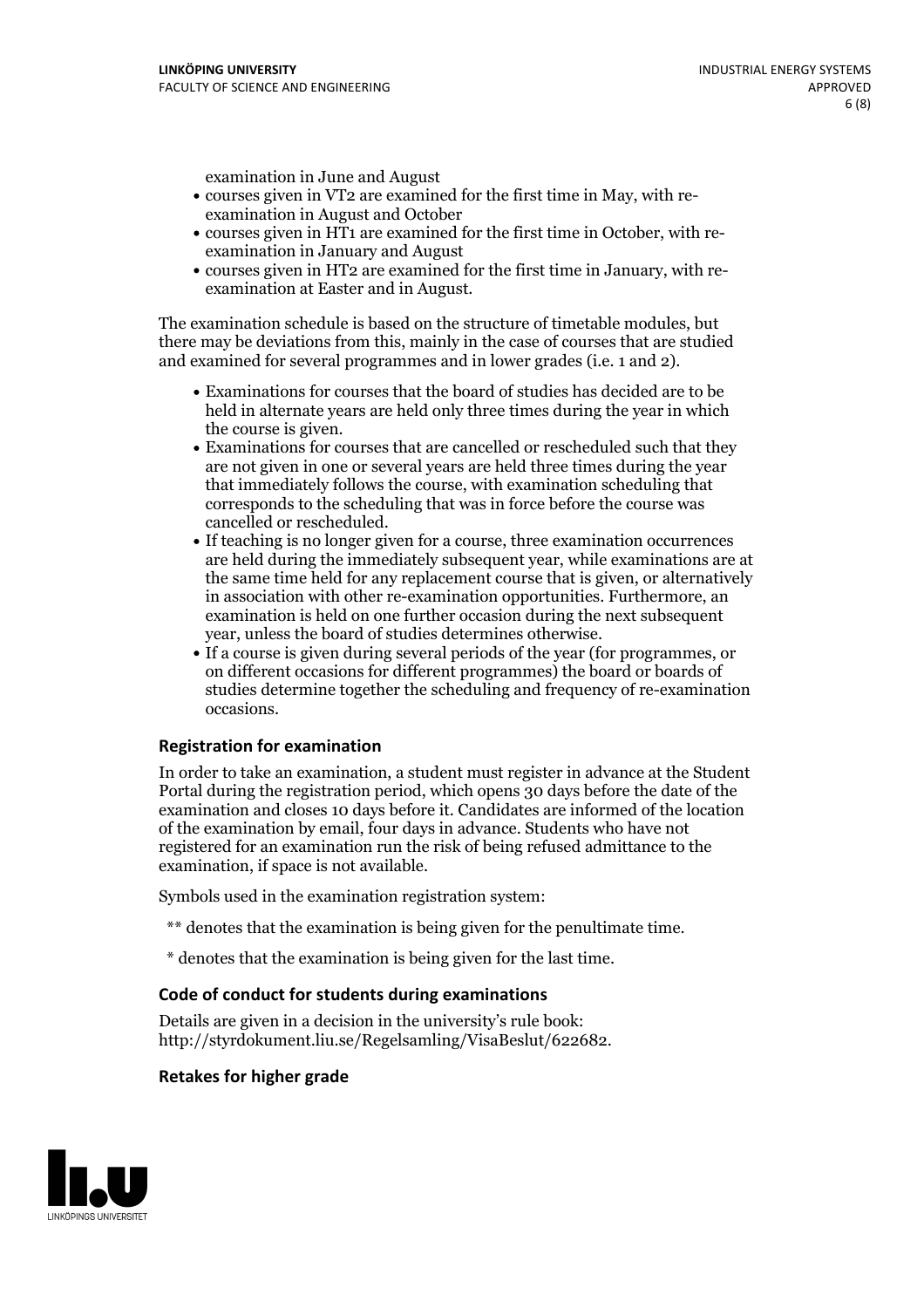examination in June and August

- courses given in VT2 are examined for the first time in May, with re-examination in August and October
- courses given in HT1 are examined for the first time in October, with re-examination in January and August
- courses given in HT2 are examined for the first time in January, with re-examination at Easter and in August.

The examination schedule is based on the structure of timetable modules, but there may be deviations from this, mainly in the case of courses that are studied and examined for several programmes and in lower grades (i.e. 1 and 2).

- Examinations for courses that the board of studies has decided are to be held in alternate years are held only three times during the year in which the course is given.
- Examinations for courses that are cancelled or rescheduled such that they are not given in one or several years are held three times during the year that immediately follows the course, with examination scheduling that corresponds to the scheduling that was in force before the course was cancelled or rescheduled.
- If teaching is no longer given for a course, three examination occurrences are held during the immediately subsequent year, while examinations are at the same time held for any replacement course that is given, or alternatively in association with other re-examination opportunities. Furthermore, an examination is held on one further occasion during the next subsequent year, unless the board of studies determines otherwise.
- If a course is given during several periods of the year (for programmes, or on different occasions for different programmes) the board or boards of studies determine together the scheduling and frequency of re-examination occasions.

### Registration for examination

In order to take an examination, a student must register in advance at the Student Portal during the registration period, which opens 30 days before the date of the examination and closes 10 days before it. Candidates are informed of the location of the examination by email, four days in advance. Students who have not registered for an examination run the risk of being refused admittance to the examination, if space is not available.

Symbols used in the examination registration system:

** denotes that the examination is being given for the penultimate time.

* denotes that the examination is being given for the last time.

### Code of conduct for students during examinations

Details are given in a decision in the university's rule book: http://styrdokument.liu.se/Regelsamling/VisaBeslut/622682.

### Retakes for higher grade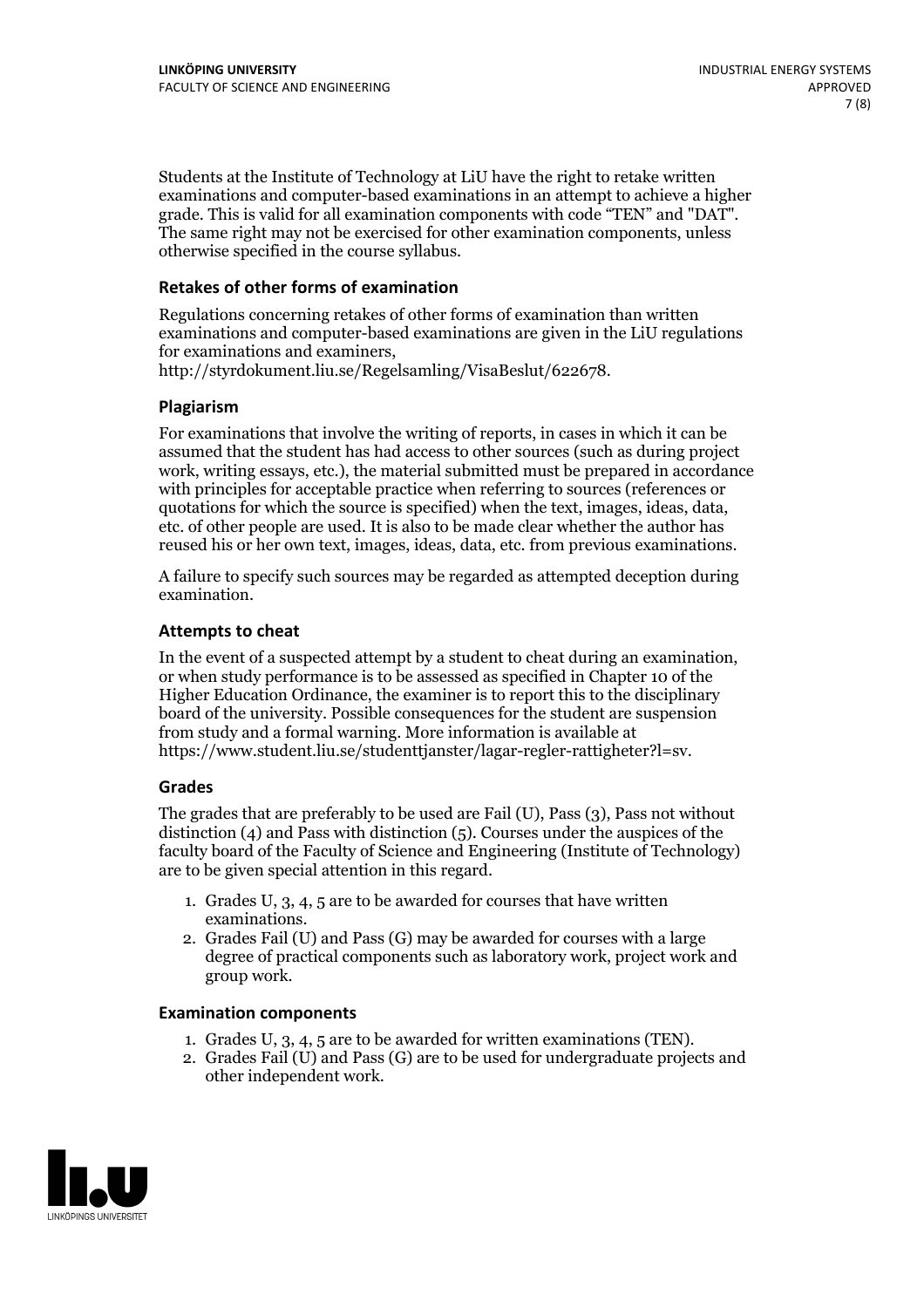Students at the Institute of Technology at LiU have the right to retake written examinations and computer-based examinations in an attempt to achieve a higher grade. This is valid for all examination components with code "TEN" and "DAT". The same right may not be exercised for other examination components, unless otherwise specified in the course syllabus.

### Retakes of other forms of examination

Regulations concerning retakes of other forms of examination than written examinations and computer-based examinations are given in the LiU regulations for examinations and examiners, http://styrdokument.liu.se/Regelsamling/VisaBeslut/622678.

### Plagiarism

For examinations that involve the writing of reports, in cases in which it can be assumed that the student has had access to other sources (such as during project work, writing essays, etc.), the material submitted must be prepared in accordance with principles for acceptable practice when referring to sources (references or quotations for which the source is specified) when the text, images, ideas, data, etc. of other people are used. It is also to be made clear whether the author has reused his or her own text, images, ideas, data, etc. from previous examinations.

A failure to specify such sources may be regarded as attempted deception during examination.

### Attempts to cheat

In the event of a suspected attempt by a student to cheat during an examination, or when study performance is to be assessed as specified in Chapter 10 of the Higher Education Ordinance, the examiner is to report this to the disciplinary board of the university. Possible consequences for the student are suspension from study and a formal warning. More information is available at https://www.student.liu.se/studenttjanster/lagar-regler-rattigheter?l=sv.

### Grades

The grades that are preferably to be used are Fail (U), Pass (3), Pass not without distinction (4) and Pass with distinction (5). Courses under the auspices of the faculty board of the Faculty of Science and Engineering (Institute of Technology) are to be given special attention in this regard.

1. Grades U, 3, 4, 5 are to be awarded for courses that have written examinations.
2. Grades Fail (U) and Pass (G) may be awarded for courses with a large degree of practical components such as laboratory work, project work and group work.

### Examination components

1. Grades U, 3, 4, 5 are to be awarded for written examinations (TEN).
2. Grades Fail (U) and Pass (G) are to be used for undergraduate projects and other independent work.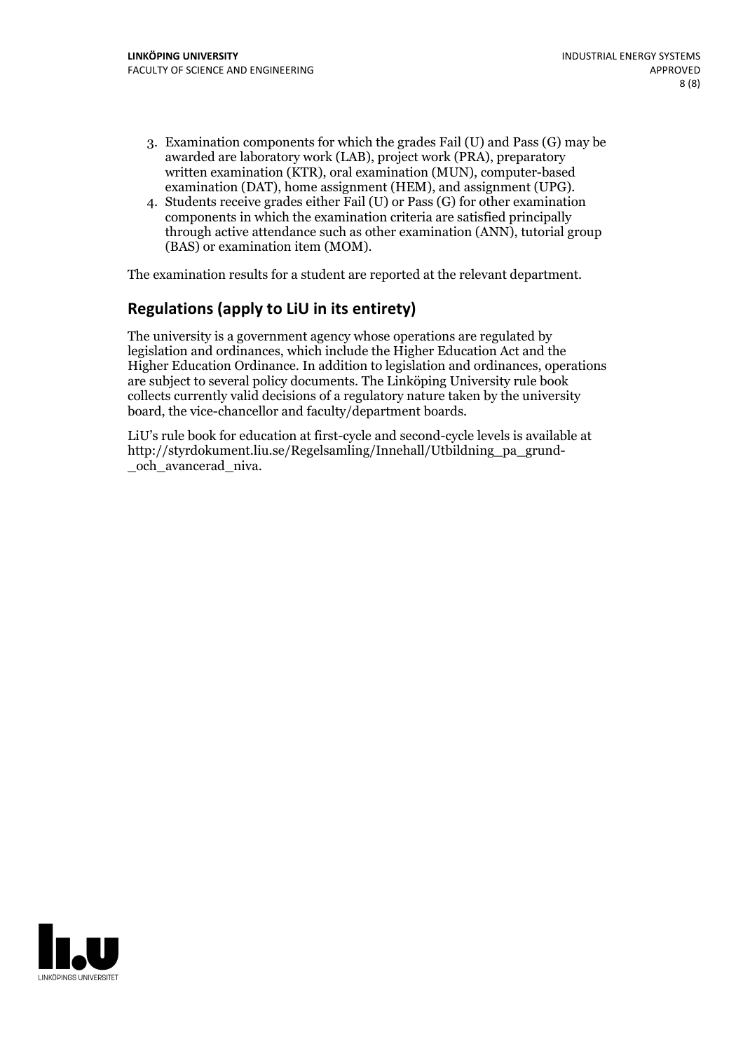3. Examination components for which the grades Fail (U) and Pass (G) may be awarded are laboratory work (LAB), project work (PRA), preparatory written examination (KTR), oral examination (MUN), computer-based examination (DAT), home assignment (HEM), and assignment (UPG).
4. Students receive grades either Fail (U) or Pass (G) for other examination components in which the examination criteria are satisfied principally through active attendance such as other examination (ANN), tutorial group (BAS) or examination item (MOM).

The examination results for a student are reported at the relevant department.

## Regulations (apply to LiU in its entirety)

The university is a government agency whose operations are regulated by legislation and ordinances, which include the Higher Education Act and the Higher Education Ordinance. In addition to legislation and ordinances, operations are subject to several policy documents. The Linköping University rule book collects currently valid decisions of a regulatory nature taken by the university board, the vice-chancellor and faculty/department boards.

LiU's rule book for education at first-cycle and second-cycle levels is available at http://styrdokument.liu.se/Regelsamling/Innehall/Utbildning_pa_grund-_och_avancerad_niva.